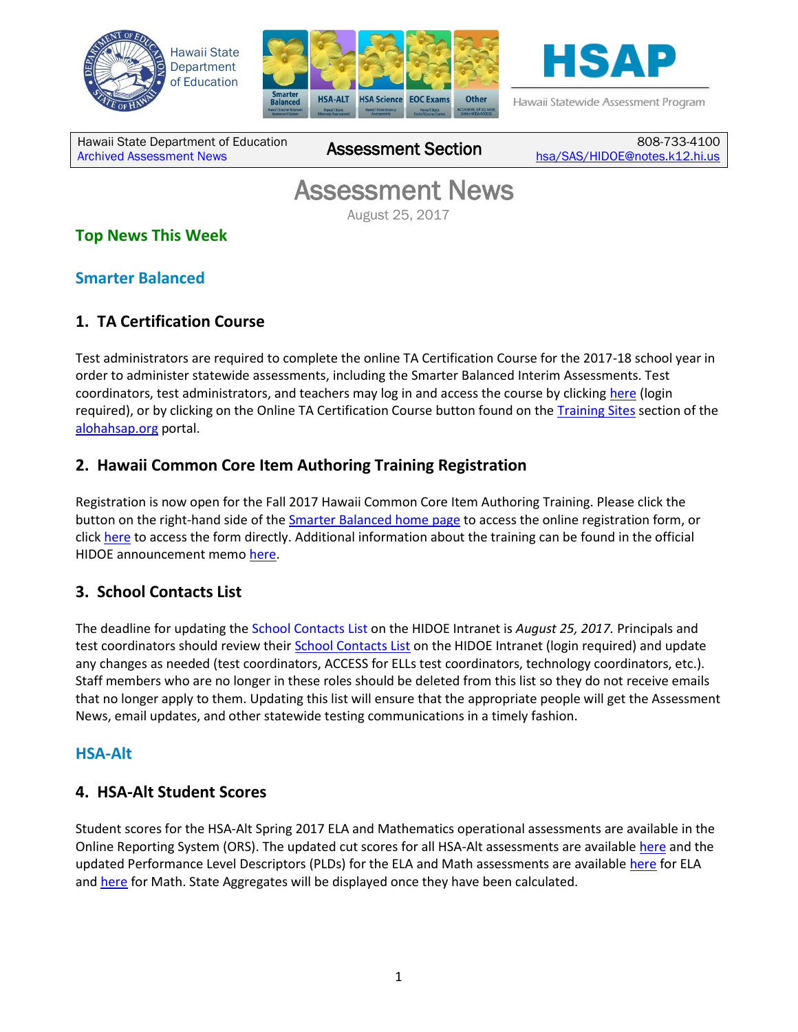Hawaii State Department of Education

HSAP Hawaii Statewide Assessment Program

| Hawaii State Department of Education<br>Archived Assessment News | Assessment Section | 808-733-4100<br>hsa/SAS/HIDOE@notes.k12.hi.us |
|---|---|---|

# Assessment News

August 25, 2017

## Top News This Week

## Smarter Balanced

### 1. TA Certification Course

Test administrators are required to complete the online TA Certification Course for the 2017-18 school year in order to administer statewide assessments, including the Smarter Balanced Interim Assessments. Test coordinators, test administrators, and teachers may log in and access the course by clicking here (login required), or by clicking on the Online TA Certification Course button found on the Training Sites section of the alohahsap.org portal.

### 2. Hawaii Common Core Item Authoring Training Registration

Registration is now open for the Fall 2017 Hawaii Common Core Item Authoring Training. Please click the button on the right-hand side of the Smarter Balanced home page to access the online registration form, or click here to access the form directly. Additional information about the training can be found in the official HIDOE announcement memo here.

### 3. School Contacts List

The deadline for updating the School Contacts List on the HIDOE Intranet is *August 25, 2017.* Principals and test coordinators should review their School Contacts List on the HIDOE Intranet (login required) and update any changes as needed (test coordinators, ACCESS for ELLs test coordinators, technology coordinators, etc.). Staff members who are no longer in these roles should be deleted from this list so they do not receive emails that no longer apply to them. Updating this list will ensure that the appropriate people will get the Assessment News, email updates, and other statewide testing communications in a timely fashion.

## HSA-Alt

### 4. HSA-Alt Student Scores

Student scores for the HSA-Alt Spring 2017 ELA and Mathematics operational assessments are available in the Online Reporting System (ORS). The updated cut scores for all HSA-Alt assessments are available here and the updated Performance Level Descriptors (PLDs) for the ELA and Math assessments are available here for ELA and here for Math. State Aggregates will be displayed once they have been calculated.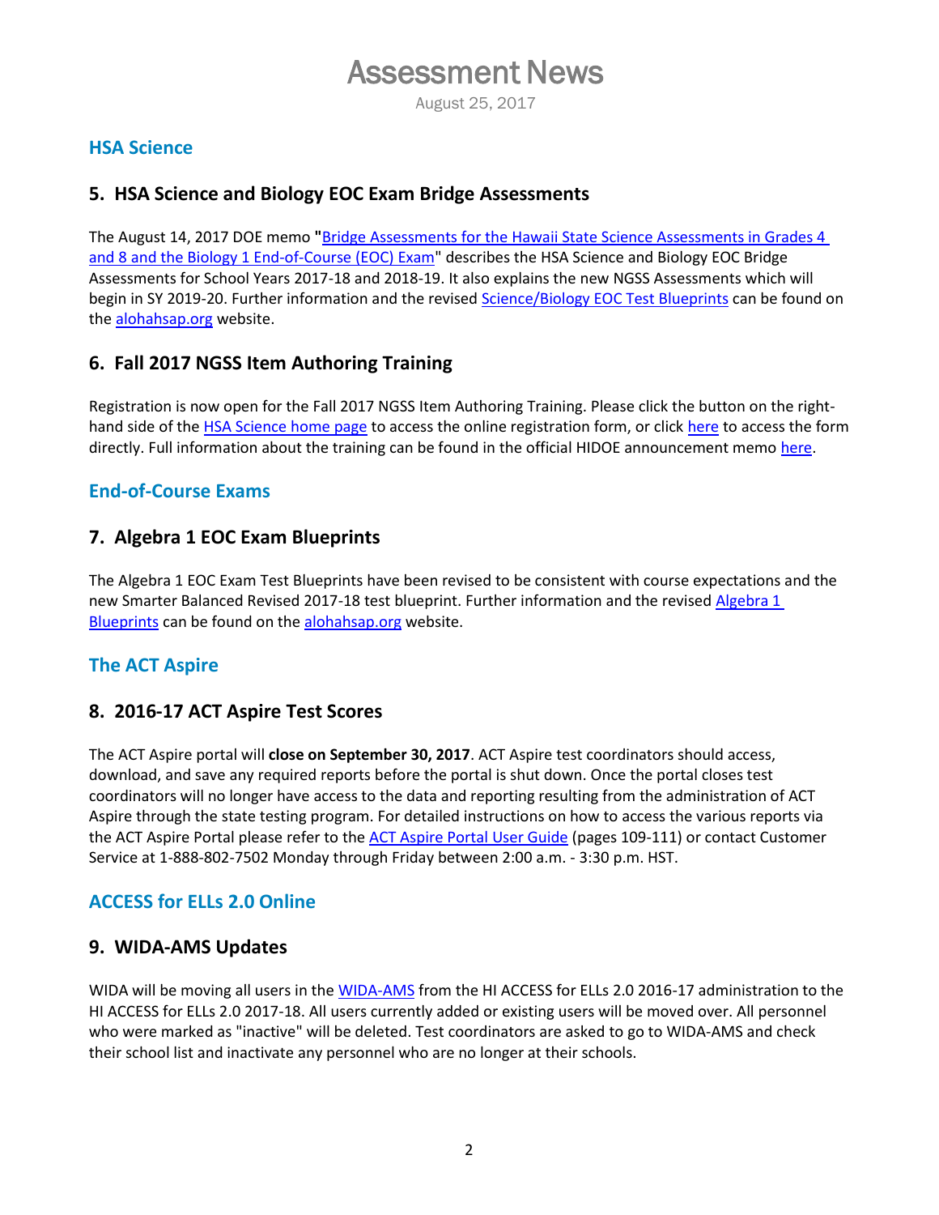# Assessment News

August 25, 2017

## HSA Science

### 5. HSA Science and Biology EOC Exam Bridge Assessments

The August 14, 2017 DOE memo "Bridge Assessments for the Hawaii State Science Assessments in Grades 4 and 8 and the Biology 1 End-of-Course (EOC) Exam" describes the HSA Science and Biology EOC Bridge Assessments for School Years 2017-18 and 2018-19. It also explains the new NGSS Assessments which will begin in SY 2019-20. Further information and the revised Science/Biology EOC Test Blueprints can be found on the alohahsap.org website.

### 6. Fall 2017 NGSS Item Authoring Training

Registration is now open for the Fall 2017 NGSS Item Authoring Training. Please click the button on the right-hand side of the HSA Science home page to access the online registration form, or click here to access the form directly. Full information about the training can be found in the official HIDOE announcement memo here.

## End-of-Course Exams

### 7. Algebra 1 EOC Exam Blueprints

The Algebra 1 EOC Exam Test Blueprints have been revised to be consistent with course expectations and the new Smarter Balanced Revised 2017-18 test blueprint. Further information and the revised Algebra 1 Blueprints can be found on the alohahsap.org website.

## The ACT Aspire

### 8. 2016-17 ACT Aspire Test Scores

The ACT Aspire portal will **close on September 30, 2017**. ACT Aspire test coordinators should access, download, and save any required reports before the portal is shut down. Once the portal closes test coordinators will no longer have access to the data and reporting resulting from the administration of ACT Aspire through the state testing program. For detailed instructions on how to access the various reports via the ACT Aspire Portal please refer to the ACT Aspire Portal User Guide (pages 109-111) or contact Customer Service at 1-888-802-7502 Monday through Friday between 2:00 a.m. - 3:30 p.m. HST.

## ACCESS for ELLs 2.0 Online

### 9. WIDA-AMS Updates

WIDA will be moving all users in the WIDA-AMS from the HI ACCESS for ELLs 2.0 2016-17 administration to the HI ACCESS for ELLs 2.0 2017-18. All users currently added or existing users will be moved over. All personnel who were marked as "inactive" will be deleted. Test coordinators are asked to go to WIDA-AMS and check their school list and inactivate any personnel who are no longer at their schools.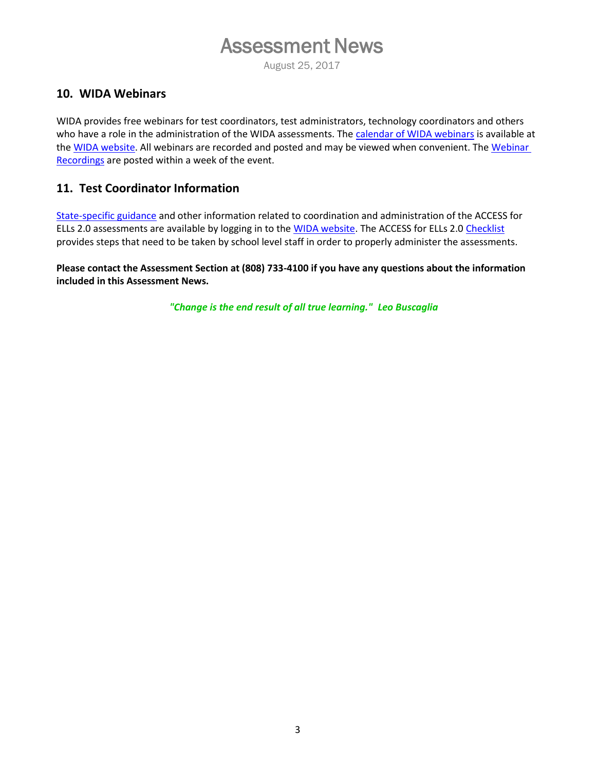## 10. WIDA Webinars

WIDA provides free webinars for test coordinators, test administrators, technology coordinators and others who have a role in the administration of the WIDA assessments. The calendar of WIDA webinars is available at the WIDA website. All webinars are recorded and posted and may be viewed when convenient. The Webinar Recordings are posted within a week of the event.

## 11. Test Coordinator Information

State-specific guidance and other information related to coordination and administration of the ACCESS for ELLs 2.0 assessments are available by logging in to the WIDA website. The ACCESS for ELLs 2.0 Checklist provides steps that need to be taken by school level staff in order to properly administer the assessments.

**Please contact the Assessment Section at (808) 733-4100 if you have any questions about the information included in this Assessment News.**

***"Change is the end result of all true learning." Leo Buscaglia***